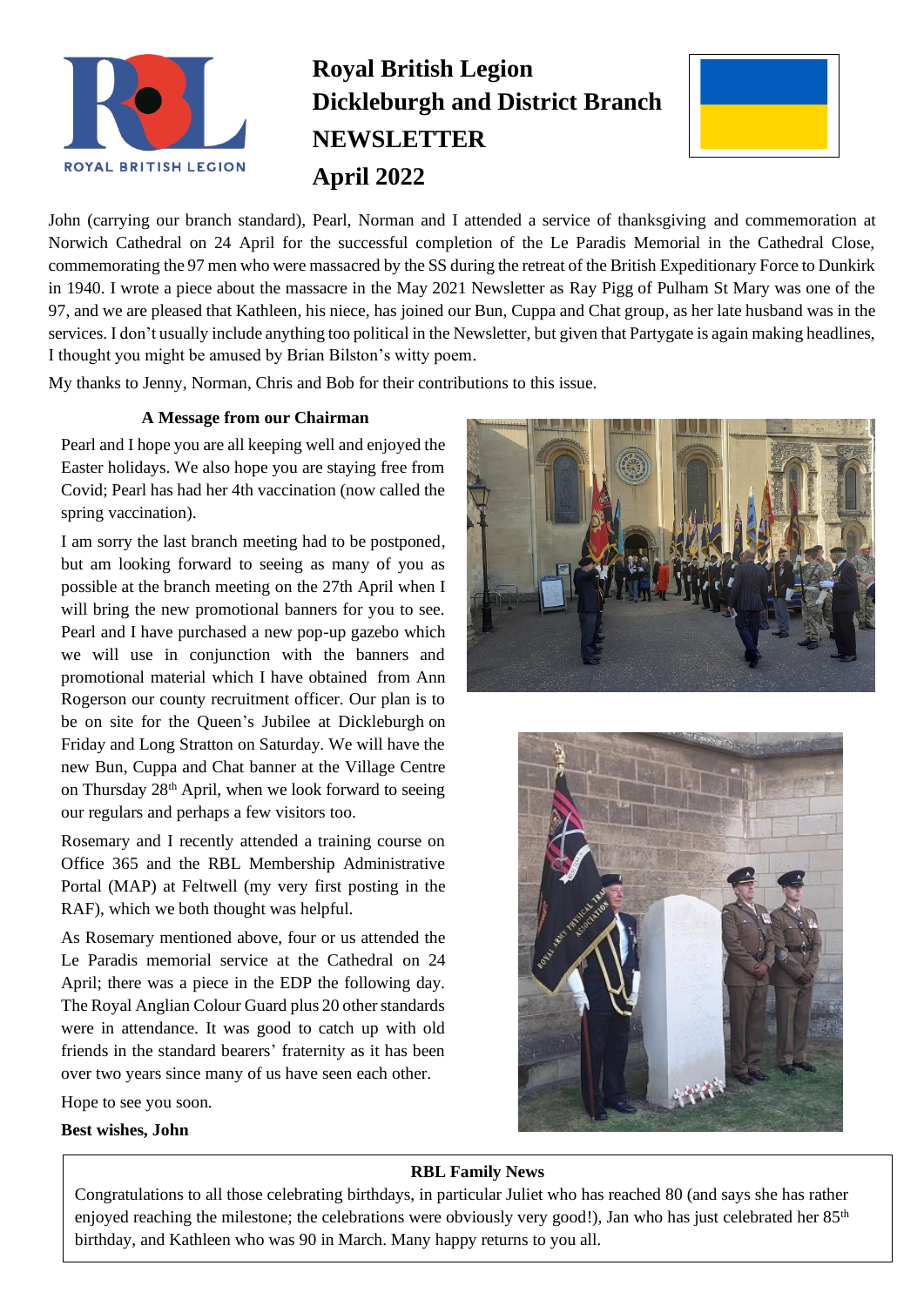# Royal British Legion Dickleburgh and District Branch NEWSLETTER April 2022

John (carrying our branch standard), Pearl, Norman and I attended a service of thanksgiving and commemoration at Norwich Cathedral on 24 April for the successful completion of the Le Paradis Memorial in the Cathedral Close, commemorating the 97 men who were massacred by the SS during the retreat of the British Expeditionary Force to Dunkirk in 1940. I wrote a piece about the massacre in the May 2021 Newsletter as Ray Pigg of Pulham St Mary was one of the 97, and we are pleased that Kathleen, his niece, has joined our Bun, Cuppa and Chat group, as her late husband was in the services. I don't usually include anything too political in the Newsletter, but given that Partygate is again making headlines, I thought you might be amused by Brian Bilston's witty poem.

My thanks to Jenny, Norman, Chris and Bob for their contributions to this issue.

### A Message from our Chairman

Pearl and I hope you are all keeping well and enjoyed the Easter holidays. We also hope you are staying free from Covid; Pearl has had her 4th vaccination (now called the spring vaccination).

I am sorry the last branch meeting had to be postponed, but am looking forward to seeing as many of you as possible at the branch meeting on the 27th April when I will bring the new promotional banners for you to see. Pearl and I have purchased a new pop-up gazebo which we will use in conjunction with the banners and promotional material which I have obtained from Ann Rogerson our county recruitment officer. Our plan is to be on site for the Queen's Jubilee at Dickleburgh on Friday and Long Stratton on Saturday. We will have the new Bun, Cuppa and Chat banner at the Village Centre on Thursday 28th April, when we look forward to seeing our regulars and perhaps a few visitors too.

Rosemary and I recently attended a training course on Office 365 and the RBL Membership Administrative Portal (MAP) at Feltwell (my very first posting in the RAF), which we both thought was helpful.

As Rosemary mentioned above, four or us attended the Le Paradis memorial service at the Cathedral on 24 April; there was a piece in the EDP the following day. The Royal Anglian Colour Guard plus 20 other standards were in attendance. It was good to catch up with old friends in the standard bearers' fraternity as it has been over two years since many of us have seen each other.

Hope to see you soon.

**Best wishes, John**

### RBL Family News

Congratulations to all those celebrating birthdays, in particular Juliet who has reached 80 (and says she has rather enjoyed reaching the milestone; the celebrations were obviously very good!), Jan who has just celebrated her 85th birthday, and Kathleen who was 90 in March. Many happy returns to you all.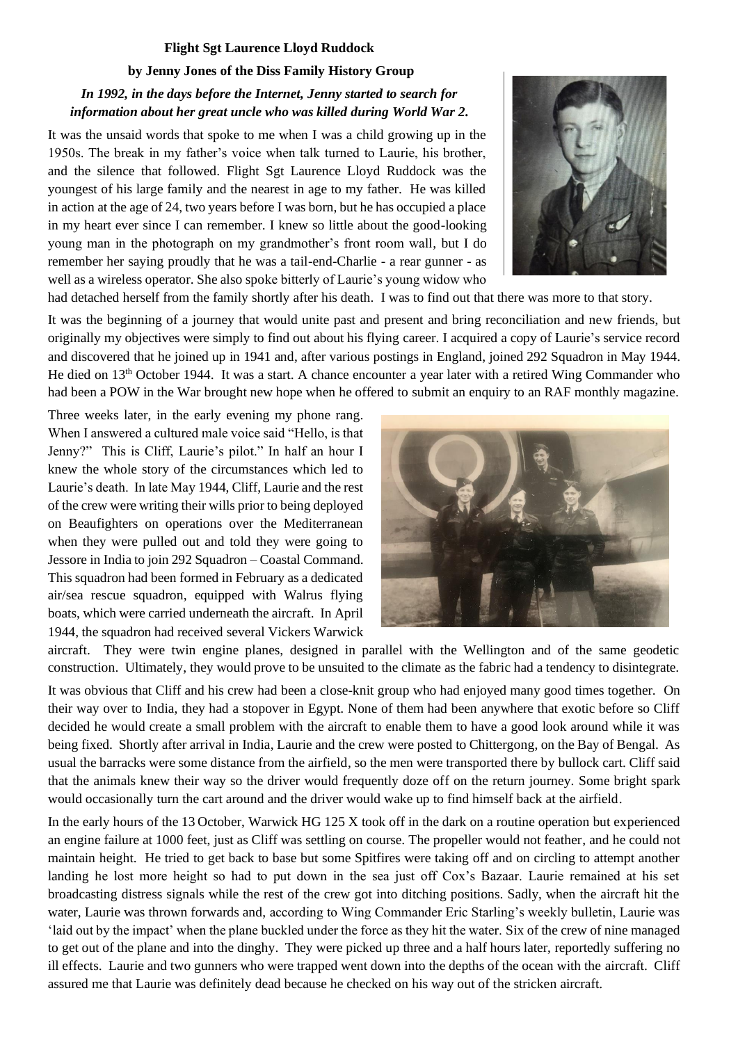**Flight Sgt Laurence Lloyd Ruddock**

**by Jenny Jones of the Diss Family History Group**

***In 1992, in the days before the Internet, Jenny started to search for information about her great uncle who was killed during World War 2.***

It was the unsaid words that spoke to me when I was a child growing up in the 1950s. The break in my father's voice when talk turned to Laurie, his brother, and the silence that followed. Flight Sgt Laurence Lloyd Ruddock was the youngest of his large family and the nearest in age to my father. He was killed in action at the age of 24, two years before I was born, but he has occupied a place in my heart ever since I can remember. I knew so little about the good-looking young man in the photograph on my grandmother's front room wall, but I do remember her saying proudly that he was a tail-end-Charlie - a rear gunner - as well as a wireless operator. She also spoke bitterly of Laurie's young widow who had detached herself from the family shortly after his death. I was to find out that there was more to that story.

It was the beginning of a journey that would unite past and present and bring reconciliation and new friends, but originally my objectives were simply to find out about his flying career. I acquired a copy of Laurie's service record and discovered that he joined up in 1941 and, after various postings in England, joined 292 Squadron in May 1944. He died on 13th October 1944. It was a start. A chance encounter a year later with a retired Wing Commander who had been a POW in the War brought new hope when he offered to submit an enquiry to an RAF monthly magazine.

Three weeks later, in the early evening my phone rang. When I answered a cultured male voice said "Hello, is that Jenny?" This is Cliff, Laurie's pilot." In half an hour I knew the whole story of the circumstances which led to Laurie's death. In late May 1944, Cliff, Laurie and the rest of the crew were writing their wills prior to being deployed on Beaufighters on operations over the Mediterranean when they were pulled out and told they were going to Jessore in India to join 292 Squadron – Coastal Command. This squadron had been formed in February as a dedicated air/sea rescue squadron, equipped with Walrus flying boats, which were carried underneath the aircraft. In April 1944, the squadron had received several Vickers Warwick aircraft. They were twin engine planes, designed in parallel with the Wellington and of the same geodetic construction. Ultimately, they would prove to be unsuited to the climate as the fabric had a tendency to disintegrate.

It was obvious that Cliff and his crew had been a close-knit group who had enjoyed many good times together. On their way over to India, they had a stopover in Egypt. None of them had been anywhere that exotic before so Cliff decided he would create a small problem with the aircraft to enable them to have a good look around while it was being fixed. Shortly after arrival in India, Laurie and the crew were posted to Chittergong, on the Bay of Bengal. As usual the barracks were some distance from the airfield, so the men were transported there by bullock cart. Cliff said that the animals knew their way so the driver would frequently doze off on the return journey. Some bright spark would occasionally turn the cart around and the driver would wake up to find himself back at the airfield.

In the early hours of the 13 October, Warwick HG 125 X took off in the dark on a routine operation but experienced an engine failure at 1000 feet, just as Cliff was settling on course. The propeller would not feather, and he could not maintain height. He tried to get back to base but some Spitfires were taking off and on circling to attempt another landing he lost more height so had to put down in the sea just off Cox's Bazaar. Laurie remained at his set broadcasting distress signals while the rest of the crew got into ditching positions. Sadly, when the aircraft hit the water, Laurie was thrown forwards and, according to Wing Commander Eric Starling's weekly bulletin, Laurie was 'laid out by the impact' when the plane buckled under the force as they hit the water. Six of the crew of nine managed to get out of the plane and into the dinghy. They were picked up three and a half hours later, reportedly suffering no ill effects. Laurie and two gunners who were trapped went down into the depths of the ocean with the aircraft. Cliff assured me that Laurie was definitely dead because he checked on his way out of the stricken aircraft.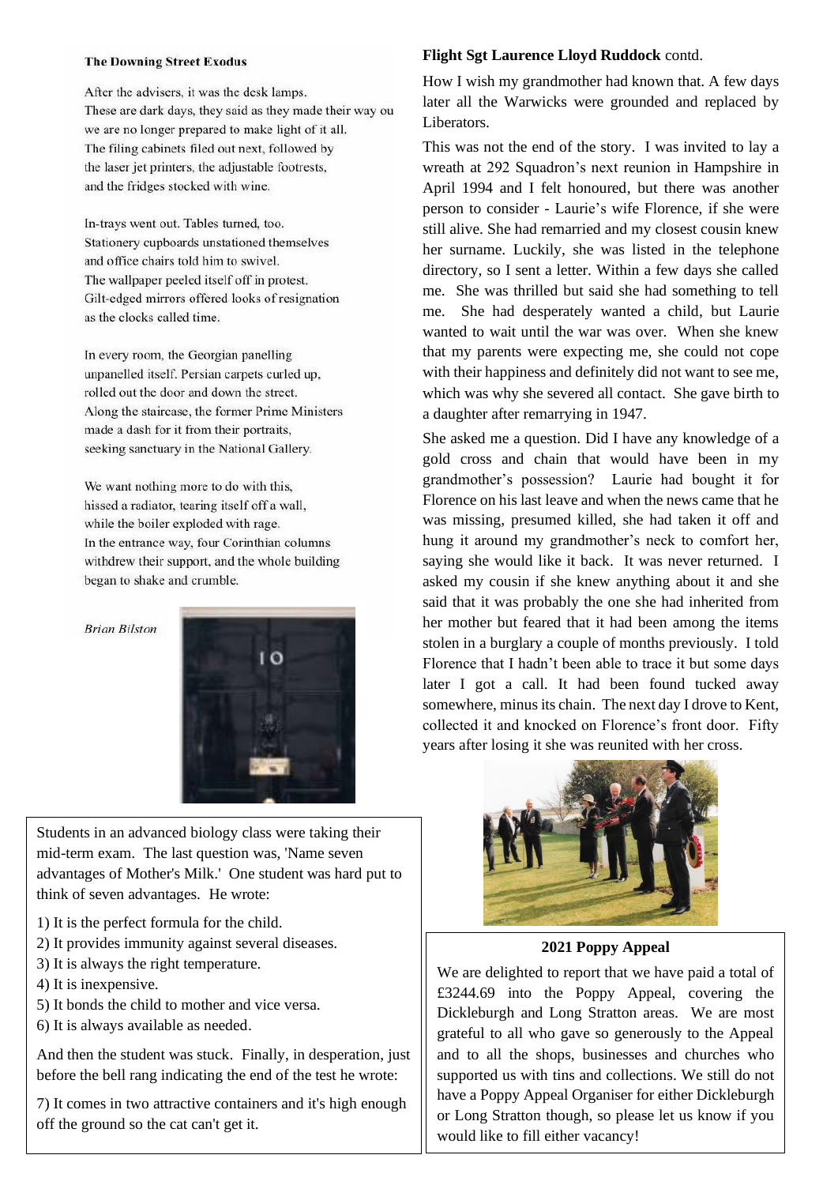### The Downing Street Exodus

After the advisers, it was the desk lamps.
These are dark days, they said as they made their way ou
we are no longer prepared to make light of it all.
The filing cabinets filed out next, followed by
the laser jet printers, the adjustable footrests,
and the fridges stocked with wine.

In-trays went out. Tables turned, too.
Stationery cupboards unstationed themselves
and office chairs told him to swivel.
The wallpaper peeled itself off in protest.
Gilt-edged mirrors offered looks of resignation
as the clocks called time.

In every room, the Georgian panelling
unpanelled itself. Persian carpets curled up,
rolled out the door and down the street.
Along the staircase, the former Prime Ministers
made a dash for it from their portraits,
seeking sanctuary in the National Gallery.

We want nothing more to do with this,
hissed a radiator, tearing itself off a wall,
while the boiler exploded with rage.
In the entrance way, four Corinthian columns
withdrew their support, and the whole building
began to shake and crumble.

*Brian Bilston*

Students in an advanced biology class were taking their mid-term exam. The last question was, 'Name seven advantages of Mother's Milk.' One student was hard put to think of seven advantages. He wrote:

1) It is the perfect formula for the child.
2) It provides immunity against several diseases.
3) It is always the right temperature.
4) It is inexpensive.
5) It bonds the child to mother and vice versa.
6) It is always available as needed.

And then the student was stuck. Finally, in desperation, just before the bell rang indicating the end of the test he wrote:

7) It comes in two attractive containers and it's high enough off the ground so the cat can't get it.

**Flight Sgt Laurence Lloyd Ruddock** contd.

How I wish my grandmother had known that. A few days later all the Warwicks were grounded and replaced by Liberators.

This was not the end of the story. I was invited to lay a wreath at 292 Squadron's next reunion in Hampshire in April 1994 and I felt honoured, but there was another person to consider - Laurie's wife Florence, if she were still alive. She had remarried and my closest cousin knew her surname. Luckily, she was listed in the telephone directory, so I sent a letter. Within a few days she called me. She was thrilled but said she had something to tell me. She had desperately wanted a child, but Laurie wanted to wait until the war was over. When she knew that my parents were expecting me, she could not cope with their happiness and definitely did not want to see me, which was why she severed all contact. She gave birth to a daughter after remarrying in 1947.

She asked me a question. Did I have any knowledge of a gold cross and chain that would have been in my grandmother's possession? Laurie had bought it for Florence on his last leave and when the news came that he was missing, presumed killed, she had taken it off and hung it around my grandmother's neck to comfort her, saying she would like it back. It was never returned. I asked my cousin if she knew anything about it and she said that it was probably the one she had inherited from her mother but feared that it had been among the items stolen in a burglary a couple of months previously. I told Florence that I hadn't been able to trace it but some days later I got a call. It had been found tucked away somewhere, minus its chain. The next day I drove to Kent, collected it and knocked on Florence's front door. Fifty years after losing it she was reunited with her cross.

### 2021 Poppy Appeal

We are delighted to report that we have paid a total of £3244.69 into the Poppy Appeal, covering the Dickleburgh and Long Stratton areas. We are most grateful to all who gave so generously to the Appeal and to all the shops, businesses and churches who supported us with tins and collections. We still do not have a Poppy Appeal Organiser for either Dickleburgh or Long Stratton though, so please let us know if you would like to fill either vacancy!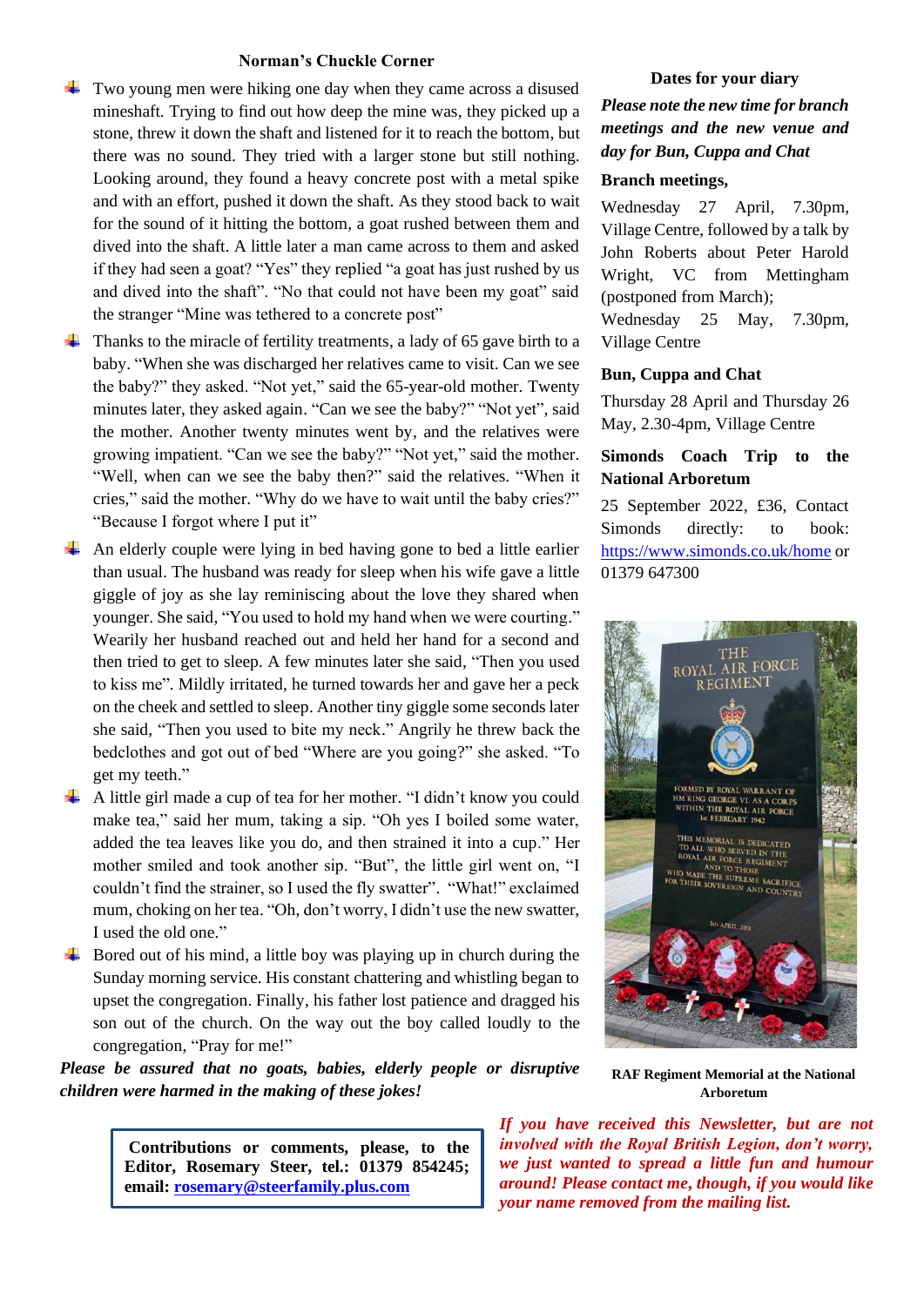### Norman's Chuckle Corner

- Two young men were hiking one day when they came across a disused mineshaft. Trying to find out how deep the mine was, they picked up a stone, threw it down the shaft and listened for it to reach the bottom, but there was no sound. They tried with a larger stone but still nothing. Looking around, they found a heavy concrete post with a metal spike and with an effort, pushed it down the shaft. As they stood back to wait for the sound of it hitting the bottom, a goat rushed between them and dived into the shaft. A little later a man came across to them and asked if they had seen a goat? "Yes" they replied "a goat has just rushed by us and dived into the shaft". "No that could not have been my goat" said the stranger "Mine was tethered to a concrete post"
- Thanks to the miracle of fertility treatments, a lady of 65 gave birth to a baby. "When she was discharged her relatives came to visit. Can we see the baby?" they asked. "Not yet," said the 65-year-old mother. Twenty minutes later, they asked again. "Can we see the baby?" "Not yet", said the mother. Another twenty minutes went by, and the relatives were growing impatient. "Can we see the baby?" "Not yet," said the mother. "Well, when can we see the baby then?" said the relatives. "When it cries," said the mother. "Why do we have to wait until the baby cries?" "Because I forgot where I put it"
- An elderly couple were lying in bed having gone to bed a little earlier than usual. The husband was ready for sleep when his wife gave a little giggle of joy as she lay reminiscing about the love they shared when younger. She said, "You used to hold my hand when we were courting." Wearily her husband reached out and held her hand for a second and then tried to get to sleep. A few minutes later she said, "Then you used to kiss me". Mildly irritated, he turned towards her and gave her a peck on the cheek and settled to sleep. Another tiny giggle some seconds later she said, "Then you used to bite my neck." Angrily he threw back the bedclothes and got out of bed "Where are you going?" she asked. "To get my teeth."
- A little girl made a cup of tea for her mother. "I didn't know you could make tea," said her mum, taking a sip. "Oh yes I boiled some water, added the tea leaves like you do, and then strained it into a cup." Her mother smiled and took another sip. "But", the little girl went on, "I couldn't find the strainer, so I used the fly swatter". "What!" exclaimed mum, choking on her tea. "Oh, don't worry, I didn't use the new swatter, I used the old one."
- Bored out of his mind, a little boy was playing up in church during the Sunday morning service. His constant chattering and whistling began to upset the congregation. Finally, his father lost patience and dragged his son out of the church. On the way out the boy called loudly to the congregation, "Pray for me!"

***Please be assured that no goats, babies, elderly people or disruptive children were harmed in the making of these jokes!***

### Dates for your diary

***Please note the new time for branch meetings and the new venue and day for Bun, Cuppa and Chat***

**Branch meetings,**

Wednesday 27 April, 7.30pm, Village Centre, followed by a talk by John Roberts about Peter Harold Wright, VC from Mettingham (postponed from March);
Wednesday 25 May, 7.30pm, Village Centre

**Bun, Cuppa and Chat**

Thursday 28 April and Thursday 26 May, 2.30-4pm, Village Centre

**Simonds Coach Trip to the National Arboretum**

25 September 2022, £36, Contact Simonds directly: to book: https://www.simonds.co.uk/home or 01379 647300

**RAF Regiment Memorial at the National Arboretum**

**Contributions or comments, please, to the Editor, Rosemary Steer, tel.: 01379 854245; email: rosemary@steerfamily.plus.com**

***If you have received this Newsletter, but are not involved with the Royal British Legion, don't worry, we just wanted to spread a little fun and humour around! Please contact me, though, if you would like your name removed from the mailing list.***